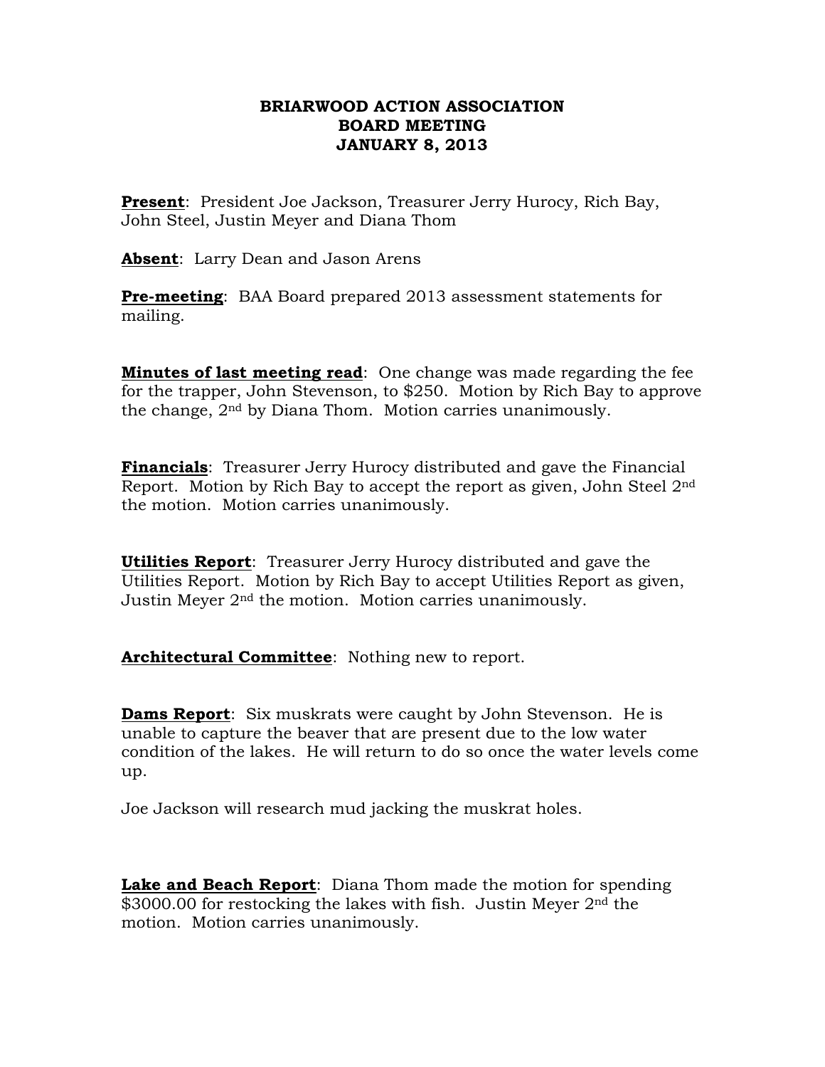# BRIARWOOD ACTION ASSOCIATION
## BOARD MEETING
## JANUARY 8, 2013

**Present**: President Joe Jackson, Treasurer Jerry Hurocy, Rich Bay, John Steel, Justin Meyer and Diana Thom

**Absent**: Larry Dean and Jason Arens

**Pre-meeting**: BAA Board prepared 2013 assessment statements for mailing.

**Minutes of last meeting read**: One change was made regarding the fee for the trapper, John Stevenson, to $250. Motion by Rich Bay to approve the change, 2nd by Diana Thom. Motion carries unanimously.

**Financials**: Treasurer Jerry Hurocy distributed and gave the Financial Report. Motion by Rich Bay to accept the report as given, John Steel 2nd the motion. Motion carries unanimously.

**Utilities Report**: Treasurer Jerry Hurocy distributed and gave the Utilities Report. Motion by Rich Bay to accept Utilities Report as given, Justin Meyer 2nd the motion. Motion carries unanimously.

**Architectural Committee**: Nothing new to report.

**Dams Report**: Six muskrats were caught by John Stevenson. He is unable to capture the beaver that are present due to the low water condition of the lakes. He will return to do so once the water levels come up.

Joe Jackson will research mud jacking the muskrat holes.

**Lake and Beach Report**: Diana Thom made the motion for spending $3000.00 for restocking the lakes with fish. Justin Meyer 2nd the motion. Motion carries unanimously.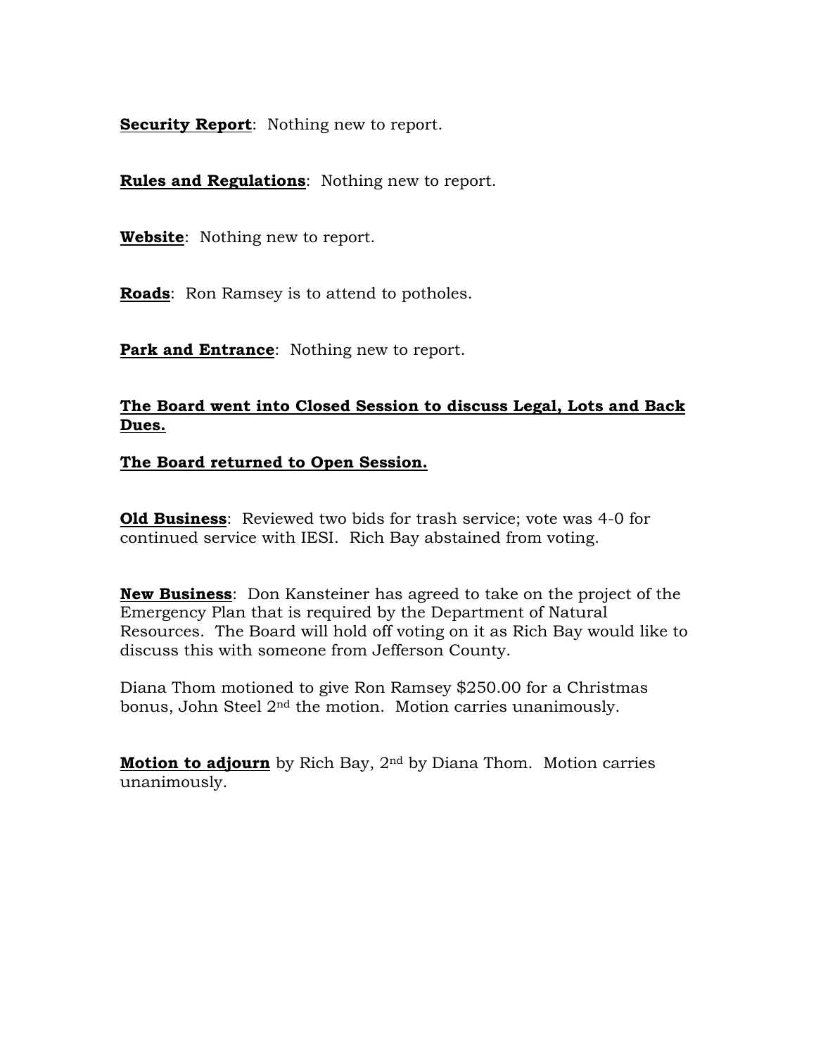**Security Report**: Nothing new to report.

**Rules and Regulations**: Nothing new to report.

**Website**: Nothing new to report.

**Roads**: Ron Ramsey is to attend to potholes.

**Park and Entrance**: Nothing new to report.

**The Board went into Closed Session to discuss Legal, Lots and Back Dues.**

**The Board returned to Open Session.**

**Old Business**: Reviewed two bids for trash service; vote was 4-0 for continued service with IESI. Rich Bay abstained from voting.

**New Business**: Don Kansteiner has agreed to take on the project of the Emergency Plan that is required by the Department of Natural Resources. The Board will hold off voting on it as Rich Bay would like to discuss this with someone from Jefferson County.

Diana Thom motioned to give Ron Ramsey $250.00 for a Christmas bonus, John Steel 2nd the motion. Motion carries unanimously.

**Motion to adjourn** by Rich Bay, 2nd by Diana Thom. Motion carries unanimously.